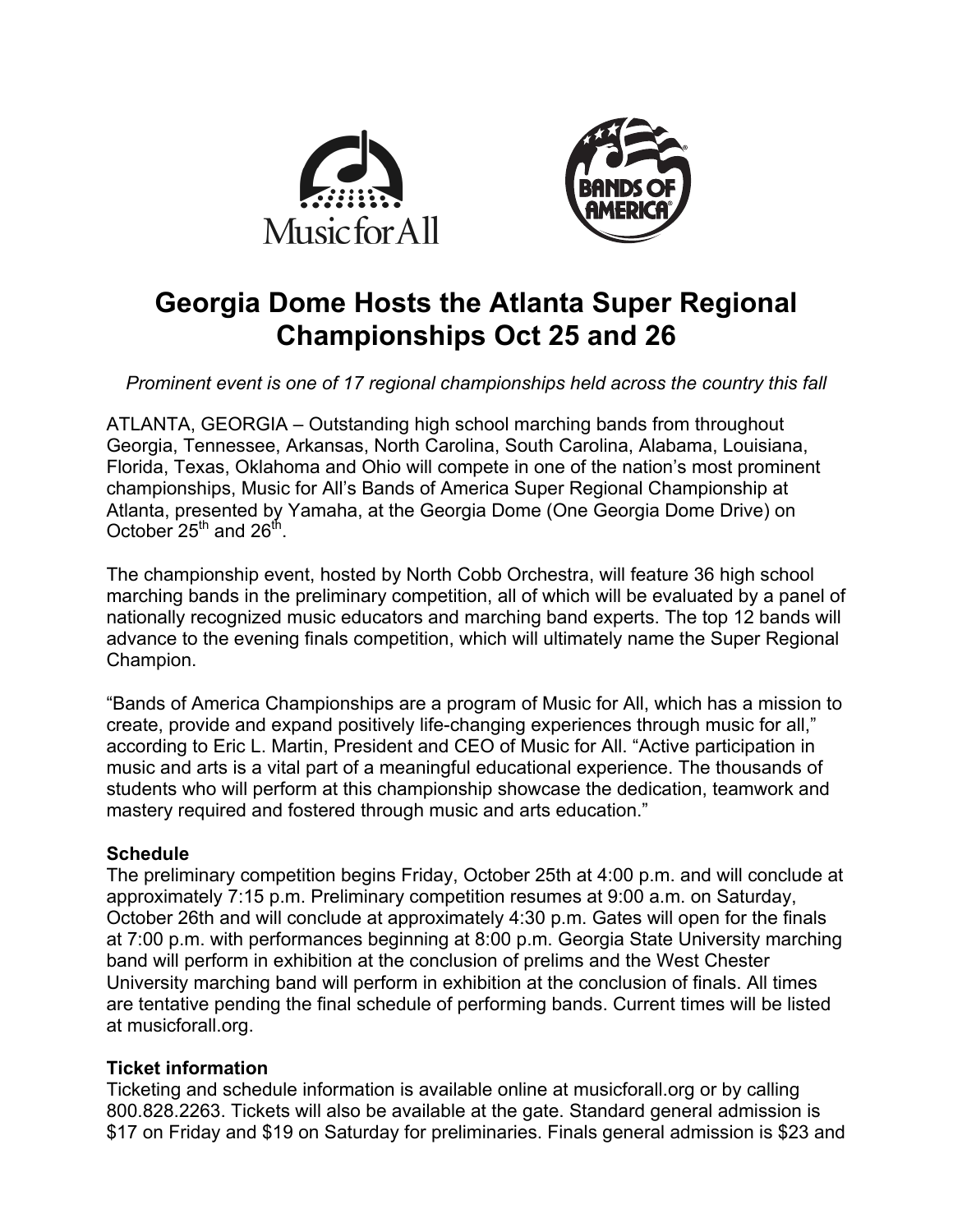# Georgia Dome Hosts the Atlanta Super Regional Championships Oct 25 and 26

*Prominent event is one of 17 regional championships held across the country this fall*

ATLANTA, GEORGIA – Outstanding high school marching bands from throughout Georgia, Tennessee, Arkansas, North Carolina, South Carolina, Alabama, Louisiana, Florida, Texas, Oklahoma and Ohio will compete in one of the nation's most prominent championships, Music for All's Bands of America Super Regional Championship at Atlanta, presented by Yamaha, at the Georgia Dome (One Georgia Dome Drive) on October 25th and 26th.

The championship event, hosted by North Cobb Orchestra, will feature 36 high school marching bands in the preliminary competition, all of which will be evaluated by a panel of nationally recognized music educators and marching band experts. The top 12 bands will advance to the evening finals competition, which will ultimately name the Super Regional Champion.

"Bands of America Championships are a program of Music for All, which has a mission to create, provide and expand positively life-changing experiences through music for all," according to Eric L. Martin, President and CEO of Music for All. "Active participation in music and arts is a vital part of a meaningful educational experience. The thousands of students who will perform at this championship showcase the dedication, teamwork and mastery required and fostered through music and arts education."

**Schedule**

The preliminary competition begins Friday, October 25th at 4:00 p.m. and will conclude at approximately 7:15 p.m. Preliminary competition resumes at 9:00 a.m. on Saturday, October 26th and will conclude at approximately 4:30 p.m. Gates will open for the finals at 7:00 p.m. with performances beginning at 8:00 p.m. Georgia State University marching band will perform in exhibition at the conclusion of prelims and the West Chester University marching band will perform in exhibition at the conclusion of finals. All times are tentative pending the final schedule of performing bands. Current times will be listed at musicforall.org.

**Ticket information**

Ticketing and schedule information is available online at musicforall.org or by calling 800.828.2263. Tickets will also be available at the gate. Standard general admission is $17 on Friday and $19 on Saturday for preliminaries. Finals general admission is $23 and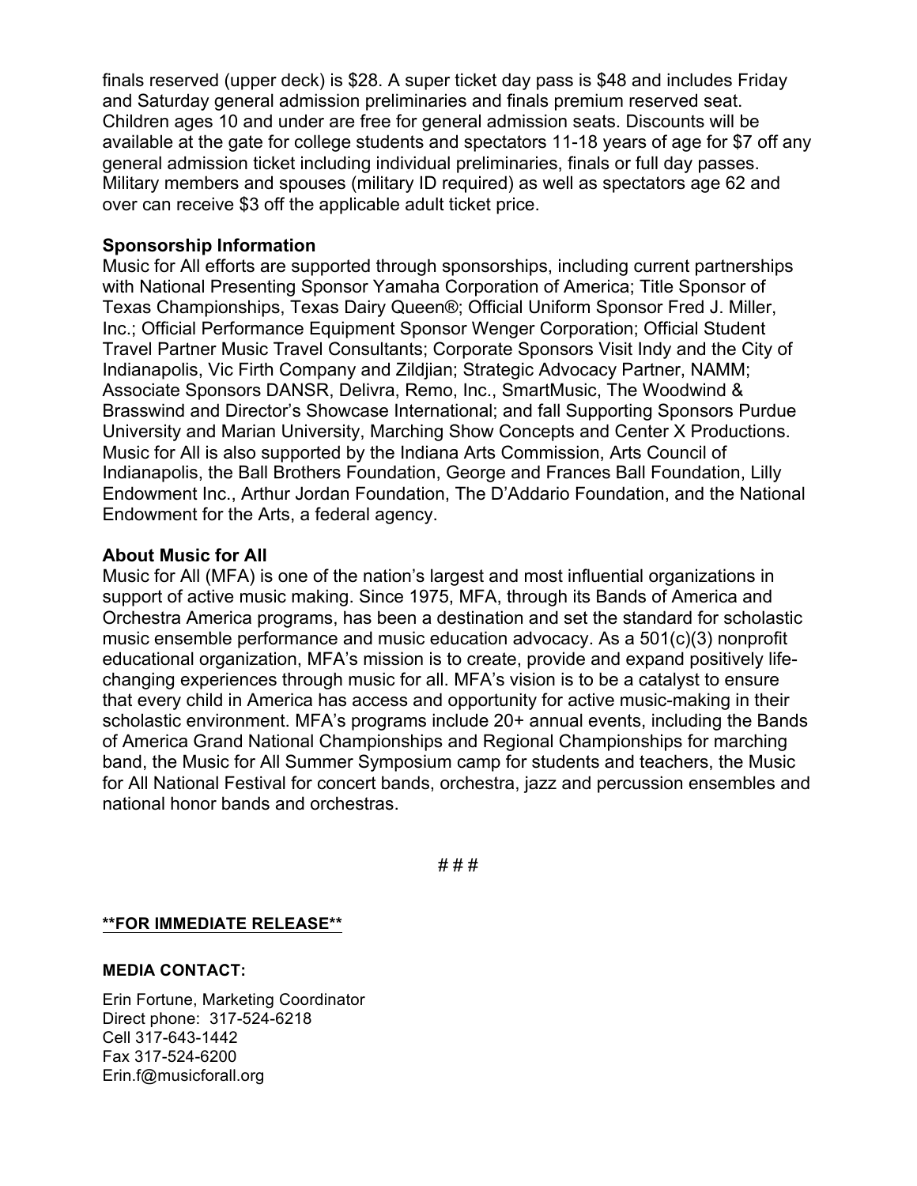finals reserved (upper deck) is $28. A super ticket day pass is $48 and includes Friday and Saturday general admission preliminaries and finals premium reserved seat. Children ages 10 and under are free for general admission seats. Discounts will be available at the gate for college students and spectators 11-18 years of age for $7 off any general admission ticket including individual preliminaries, finals or full day passes. Military members and spouses (military ID required) as well as spectators age 62 and over can receive $3 off the applicable adult ticket price.

**Sponsorship Information**

Music for All efforts are supported through sponsorships, including current partnerships with National Presenting Sponsor Yamaha Corporation of America; Title Sponsor of Texas Championships, Texas Dairy Queen®; Official Uniform Sponsor Fred J. Miller, Inc.; Official Performance Equipment Sponsor Wenger Corporation; Official Student Travel Partner Music Travel Consultants; Corporate Sponsors Visit Indy and the City of Indianapolis, Vic Firth Company and Zildjian; Strategic Advocacy Partner, NAMM; Associate Sponsors DANSR, Delivra, Remo, Inc., SmartMusic, The Woodwind & Brasswind and Director's Showcase International; and fall Supporting Sponsors Purdue University and Marian University, Marching Show Concepts and Center X Productions. Music for All is also supported by the Indiana Arts Commission, Arts Council of Indianapolis, the Ball Brothers Foundation, George and Frances Ball Foundation, Lilly Endowment Inc., Arthur Jordan Foundation, The D'Addario Foundation, and the National Endowment for the Arts, a federal agency.

**About Music for All**

Music for All (MFA) is one of the nation's largest and most influential organizations in support of active music making. Since 1975, MFA, through its Bands of America and Orchestra America programs, has been a destination and set the standard for scholastic music ensemble performance and music education advocacy. As a 501(c)(3) nonprofit educational organization, MFA's mission is to create, provide and expand positively life-changing experiences through music for all. MFA's vision is to be a catalyst to ensure that every child in America has access and opportunity for active music-making in their scholastic environment. MFA's programs include 20+ annual events, including the Bands of America Grand National Championships and Regional Championships for marching band, the Music for All Summer Symposium camp for students and teachers, the Music for All National Festival for concert bands, orchestra, jazz and percussion ensembles and national honor bands and orchestras.

# # #

**<u>**FOR IMMEDIATE RELEASE**</u>**

**MEDIA CONTACT:**

Erin Fortune, Marketing Coordinator
Direct phone: 317-524-6218
Cell 317-643-1442
Fax 317-524-6200
Erin.f@musicforall.org